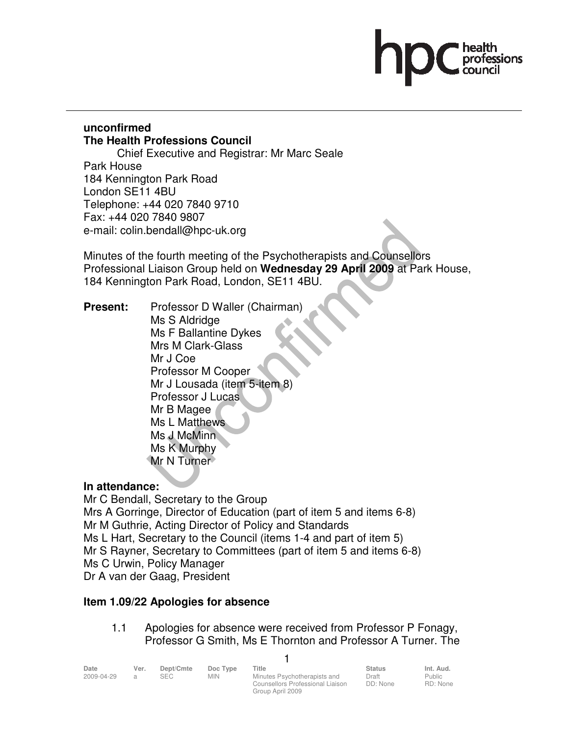**unconfirmed**
**The Health Professions Council**

Chief Executive and Registrar: Mr Marc Seale
Park House
184 Kennington Park Road
London SE11 4BU
Telephone: +44 020 7840 9710
Fax: +44 020 7840 9807
e-mail: colin.bendall@hpc-uk.org

Minutes of the fourth meeting of the Psychotherapists and Counsellors Professional Liaison Group held on **Wednesday 29 April 2009** at Park House, 184 Kennington Park Road, London, SE11 4BU.

**Present:** Professor D Waller (Chairman)
Ms S Aldridge
Ms F Ballantine Dykes
Mrs M Clark-Glass
Mr J Coe
Professor M Cooper
Mr J Lousada (item 5-item 8)
Professor J Lucas
Mr B Magee
Ms L Matthews
Ms J McMinn
Ms K Murphy
Mr N Turner

**In attendance:**
Mr C Bendall, Secretary to the Group
Mrs A Gorringe, Director of Education (part of item 5 and items 6-8)
Mr M Guthrie, Acting Director of Policy and Standards
Ms L Hart, Secretary to the Council (items 1-4 and part of item 5)
Mr S Rayner, Secretary to Committees (part of item 5 and items 6-8)
Ms C Urwin, Policy Manager
Dr A van der Gaag, President

### Item 1.09/22 Apologies for absence

1.1 Apologies for absence were received from Professor P Fonagy, Professor G Smith, Ms E Thornton and Professor A Turner. The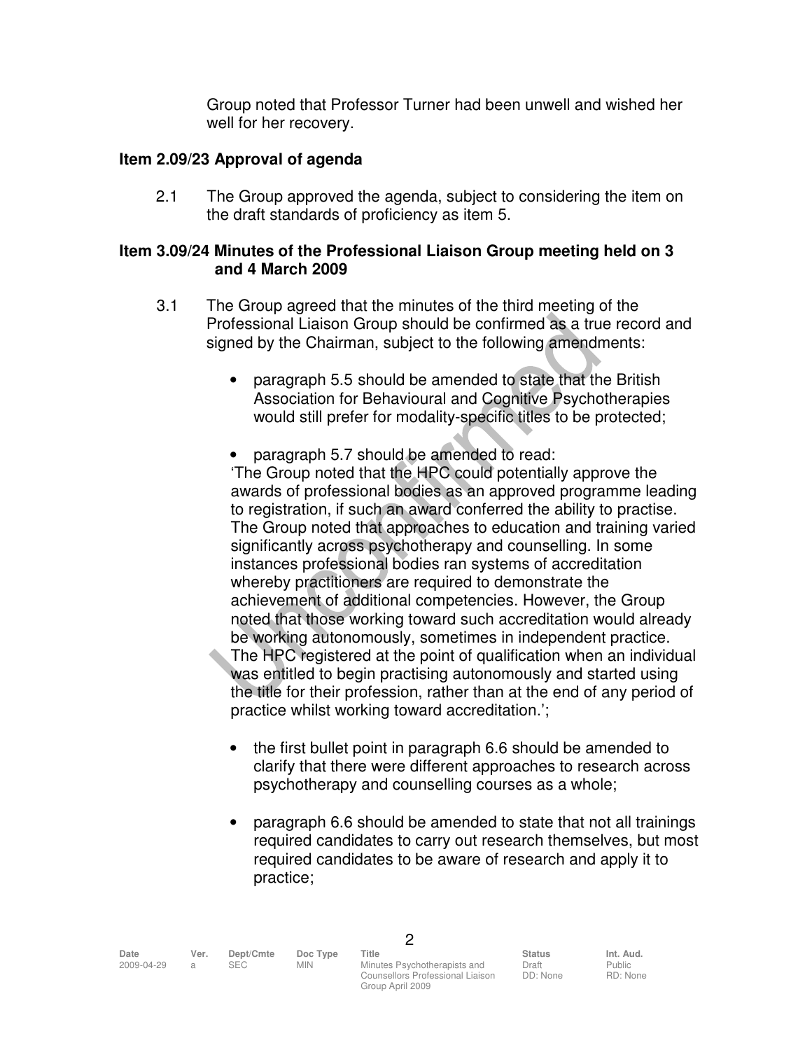Group noted that Professor Turner had been unwell and wished her well for her recovery.

**Item 2.09/23 Approval of agenda**

2.1 The Group approved the agenda, subject to considering the item on the draft standards of proficiency as item 5.

**Item 3.09/24 Minutes of the Professional Liaison Group meeting held on 3 and 4 March 2009**

3.1 The Group agreed that the minutes of the third meeting of the Professional Liaison Group should be confirmed as a true record and signed by the Chairman, subject to the following amendments:

- paragraph 5.5 should be amended to state that the British Association for Behavioural and Cognitive Psychotherapies would still prefer for modality-specific titles to be protected;

- paragraph 5.7 should be amended to read:
'The Group noted that the HPC could potentially approve the awards of professional bodies as an approved programme leading to registration, if such an award conferred the ability to practise. The Group noted that approaches to education and training varied significantly across psychotherapy and counselling. In some instances professional bodies ran systems of accreditation whereby practitioners are required to demonstrate the achievement of additional competencies. However, the Group noted that those working toward such accreditation would already be working autonomously, sometimes in independent practice. The HPC registered at the point of qualification when an individual was entitled to begin practising autonomously and started using the title for their profession, rather than at the end of any period of practice whilst working toward accreditation.';

- the first bullet point in paragraph 6.6 should be amended to clarify that there were different approaches to research across psychotherapy and counselling courses as a whole;

- paragraph 6.6 should be amended to state that not all trainings required candidates to carry out research themselves, but most required candidates to be aware of research and apply it to practice;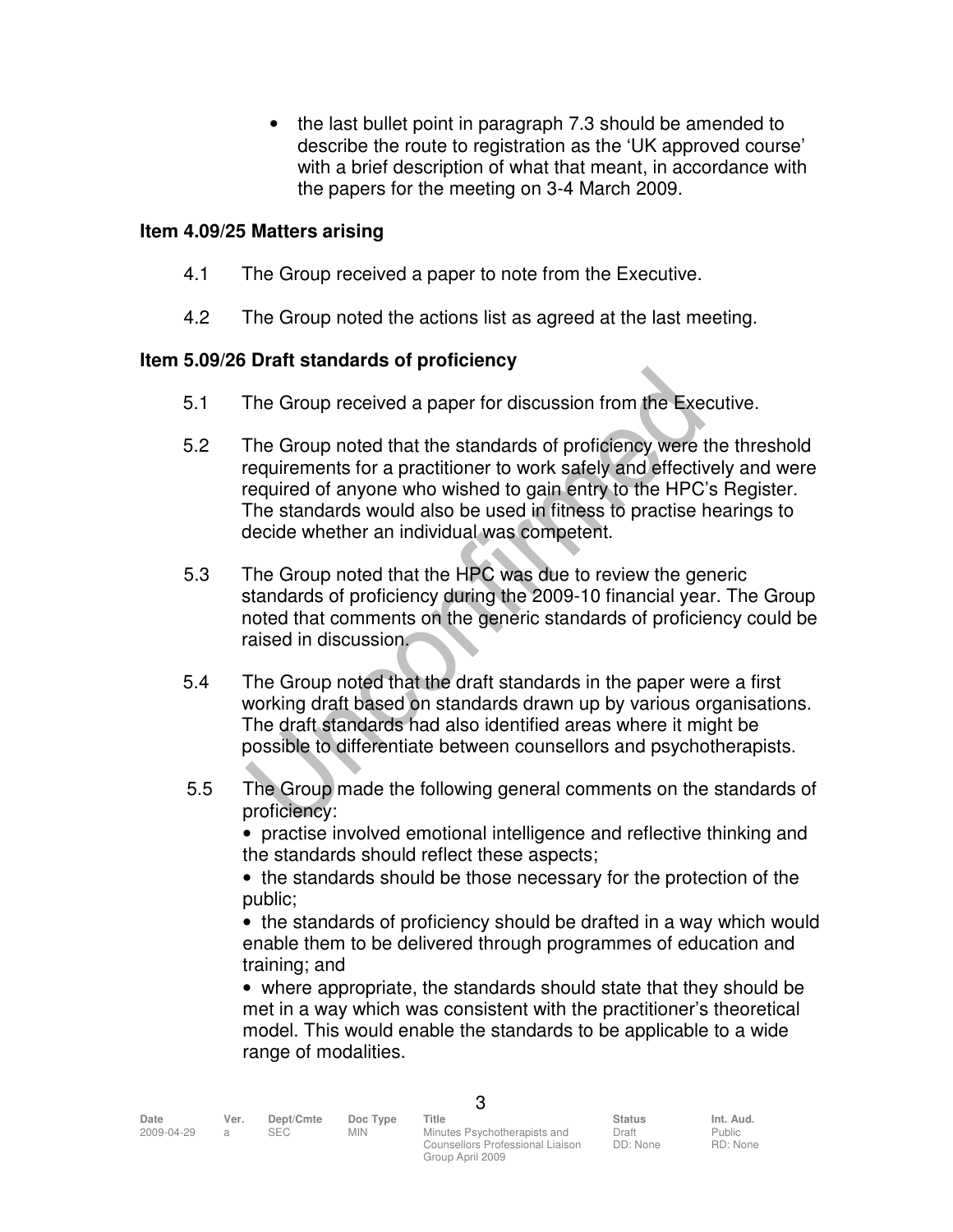- the last bullet point in paragraph 7.3 should be amended to describe the route to registration as the 'UK approved course' with a brief description of what that meant, in accordance with the papers for the meeting on 3-4 March 2009.

**Item 4.09/25 Matters arising**

4.1 The Group received a paper to note from the Executive.

4.2 The Group noted the actions list as agreed at the last meeting.

**Item 5.09/26 Draft standards of proficiency**

5.1 The Group received a paper for discussion from the Executive.

5.2 The Group noted that the standards of proficiency were the threshold requirements for a practitioner to work safely and effectively and were required of anyone who wished to gain entry to the HPC's Register. The standards would also be used in fitness to practise hearings to decide whether an individual was competent.

5.3 The Group noted that the HPC was due to review the generic standards of proficiency during the 2009-10 financial year. The Group noted that comments on the generic standards of proficiency could be raised in discussion.

5.4 The Group noted that the draft standards in the paper were a first working draft based on standards drawn up by various organisations. The draft standards had also identified areas where it might be possible to differentiate between counsellors and psychotherapists.

5.5 The Group made the following general comments on the standards of proficiency:

- practise involved emotional intelligence and reflective thinking and the standards should reflect these aspects;
- the standards should be those necessary for the protection of the public;
- the standards of proficiency should be drafted in a way which would enable them to be delivered through programmes of education and training; and
- where appropriate, the standards should state that they should be met in a way which was consistent with the practitioner's theoretical model. This would enable the standards to be applicable to a wide range of modalities.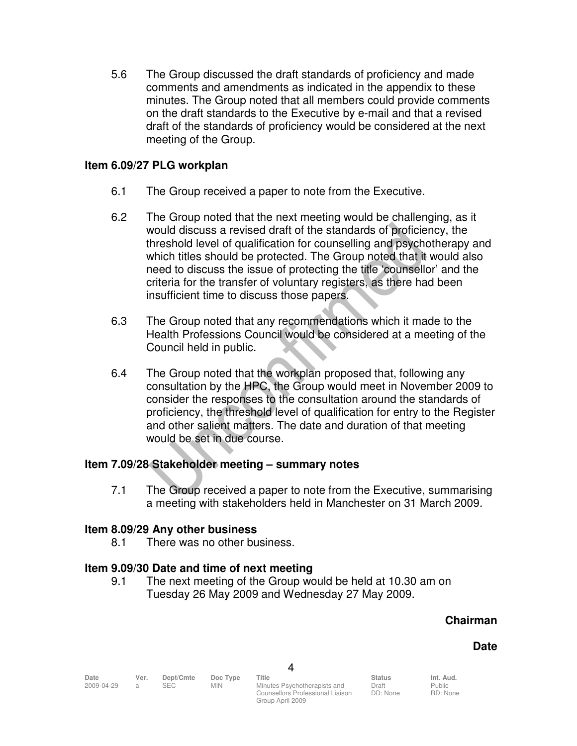5.6 The Group discussed the draft standards of proficiency and made comments and amendments as indicated in the appendix to these minutes. The Group noted that all members could provide comments on the draft standards to the Executive by e-mail and that a revised draft of the standards of proficiency would be considered at the next meeting of the Group.

**Item 6.09/27 PLG workplan**

6.1 The Group received a paper to note from the Executive.

6.2 The Group noted that the next meeting would be challenging, as it would discuss a revised draft of the standards of proficiency, the threshold level of qualification for counselling and psychotherapy and which titles should be protected. The Group noted that it would also need to discuss the issue of protecting the title 'counsellor' and the criteria for the transfer of voluntary registers, as there had been insufficient time to discuss those papers.

6.3 The Group noted that any recommendations which it made to the Health Professions Council would be considered at a meeting of the Council held in public.

6.4 The Group noted that the workplan proposed that, following any consultation by the HPC, the Group would meet in November 2009 to consider the responses to the consultation around the standards of proficiency, the threshold level of qualification for entry to the Register and other salient matters. The date and duration of that meeting would be set in due course.

**Item 7.09/28 Stakeholder meeting – summary notes**

7.1 The Group received a paper to note from the Executive, summarising a meeting with stakeholders held in Manchester on 31 March 2009.

**Item 8.09/29 Any other business**

8.1 There was no other business.

**Item 9.09/30 Date and time of next meeting**

9.1 The next meeting of the Group would be held at 10.30 am on Tuesday 26 May 2009 and Wednesday 27 May 2009.

**Chairman**

**Date**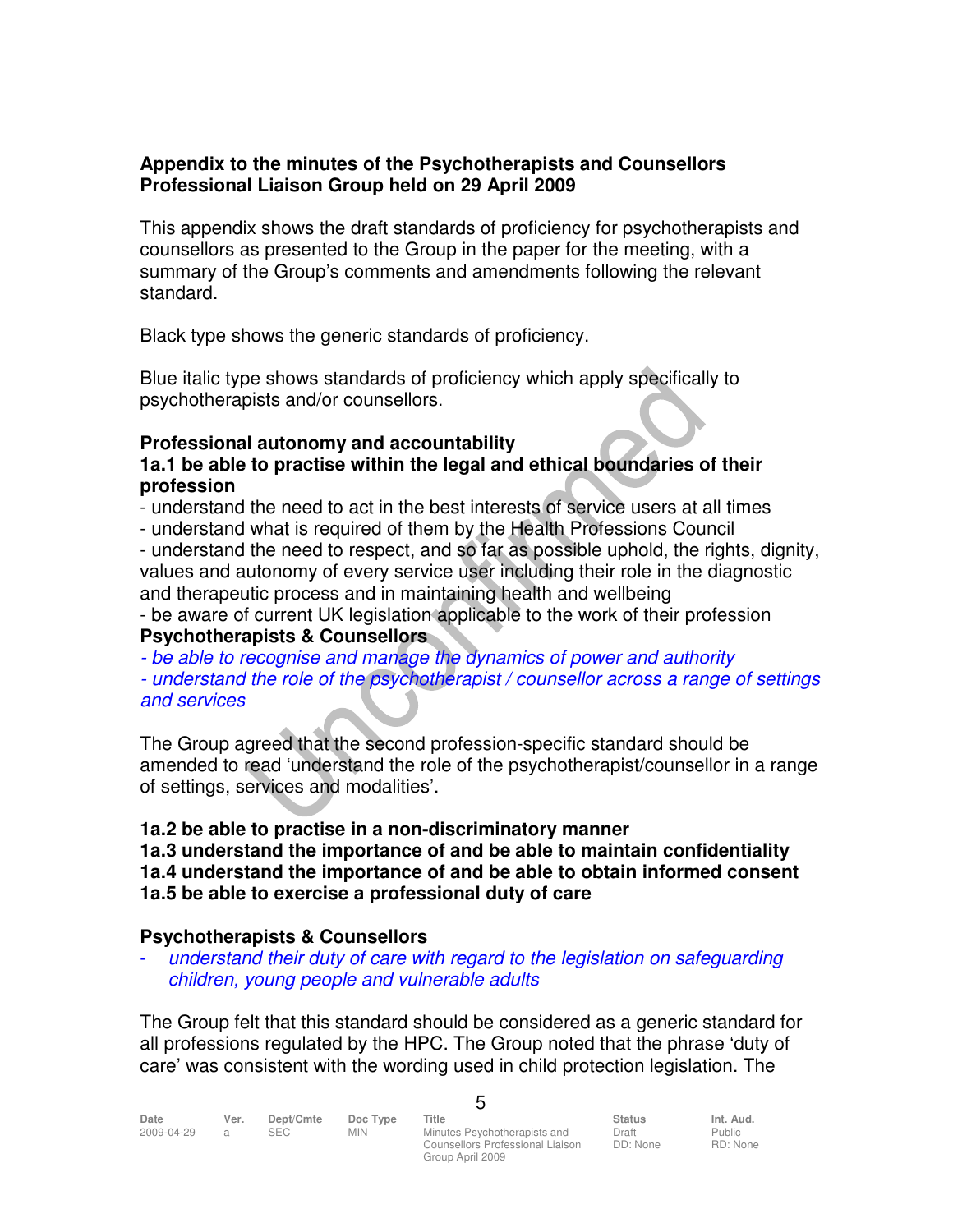**Appendix to the minutes of the Psychotherapists and Counsellors Professional Liaison Group held on 29 April 2009**

This appendix shows the draft standards of proficiency for psychotherapists and counsellors as presented to the Group in the paper for the meeting, with a summary of the Group's comments and amendments following the relevant standard.

Black type shows the generic standards of proficiency.

Blue italic type shows standards of proficiency which apply specifically to psychotherapists and/or counsellors.

**Professional autonomy and accountability**

**1a.1 be able to practise within the legal and ethical boundaries of their profession**

- understand the need to act in the best interests of service users at all times
- understand what is required of them by the Health Professions Council
- understand the need to respect, and so far as possible uphold, the rights, dignity, values and autonomy of every service user including their role in the diagnostic and therapeutic process and in maintaining health and wellbeing
- be aware of current UK legislation applicable to the work of their profession

**Psychotherapists & Counsellors**

- *be able to recognise and manage the dynamics of power and authority*
- *understand the role of the psychotherapist / counsellor across a range of settings and services*

The Group agreed that the second profession-specific standard should be amended to read 'understand the role of the psychotherapist/counsellor in a range of settings, services and modalities'.

**1a.2 be able to practise in a non-discriminatory manner**
**1a.3 understand the importance of and be able to maintain confidentiality**
**1a.4 understand the importance of and be able to obtain informed consent**
**1a.5 be able to exercise a professional duty of care**

**Psychotherapists & Counsellors**

- *understand their duty of care with regard to the legislation on safeguarding children, young people and vulnerable adults*

The Group felt that this standard should be considered as a generic standard for all professions regulated by the HPC. The Group noted that the phrase 'duty of care' was consistent with the wording used in child protection legislation. The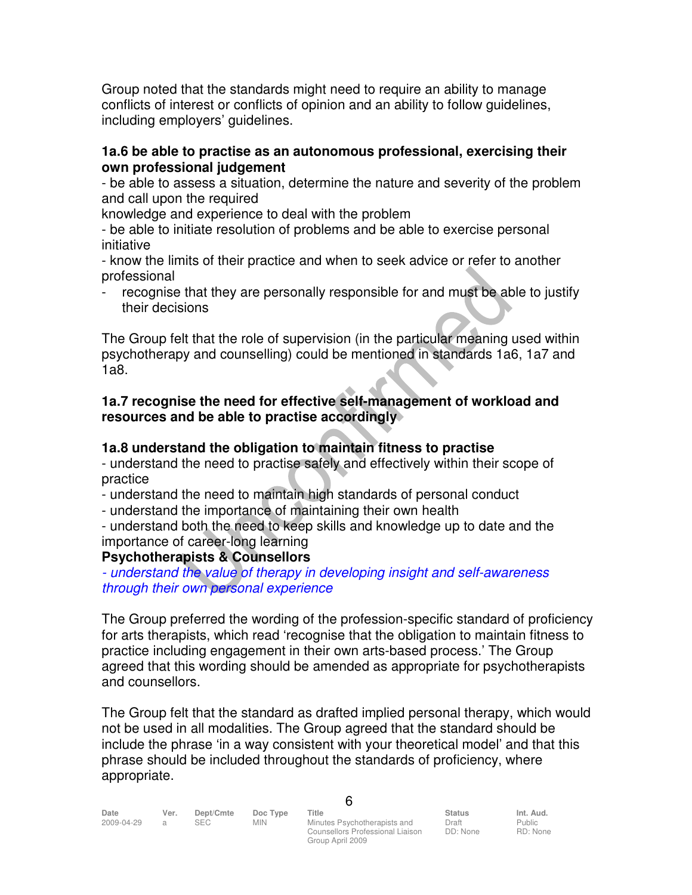Group noted that the standards might need to require an ability to manage conflicts of interest or conflicts of opinion and an ability to follow guidelines, including employers' guidelines.

**1a.6 be able to practise as an autonomous professional, exercising their own professional judgement**

- be able to assess a situation, determine the nature and severity of the problem and call upon the required knowledge and experience to deal with the problem
- be able to initiate resolution of problems and be able to exercise personal initiative
- know the limits of their practice and when to seek advice or refer to another professional
- recognise that they are personally responsible for and must be able to justify their decisions

The Group felt that the role of supervision (in the particular meaning used within psychotherapy and counselling) could be mentioned in standards 1a6, 1a7 and 1a8.

**1a.7 recognise the need for effective self-management of workload and resources and be able to practise accordingly**

**1a.8 understand the obligation to maintain fitness to practise**

- understand the need to practise safely and effectively within their scope of practice
- understand the need to maintain high standards of personal conduct
- understand the importance of maintaining their own health
- understand both the need to keep skills and knowledge up to date and the importance of career-long learning

**Psychotherapists & Counsellors**

*- understand the value of therapy in developing insight and self-awareness through their own personal experience*

The Group preferred the wording of the profession-specific standard of proficiency for arts therapists, which read 'recognise that the obligation to maintain fitness to practice including engagement in their own arts-based process.' The Group agreed that this wording should be amended as appropriate for psychotherapists and counsellors.

The Group felt that the standard as drafted implied personal therapy, which would not be used in all modalities. The Group agreed that the standard should be include the phrase 'in a way consistent with your theoretical model' and that this phrase should be included throughout the standards of proficiency, where appropriate.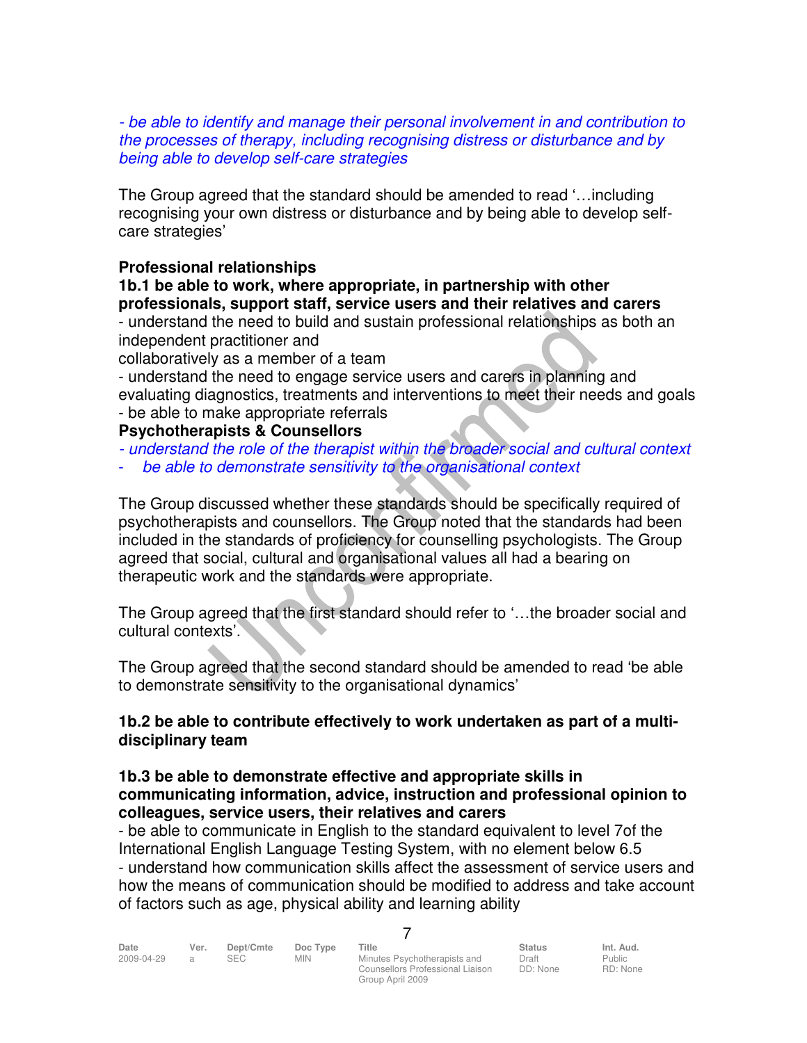*- be able to identify and manage their personal involvement in and contribution to the processes of therapy, including recognising distress or disturbance and by being able to develop self-care strategies*

The Group agreed that the standard should be amended to read '…including recognising your own distress or disturbance and by being able to develop self-care strategies'

**Professional relationships**

**1b.1 be able to work, where appropriate, in partnership with other professionals, support staff, service users and their relatives and carers**

- understand the need to build and sustain professional relationships as both an independent practitioner and collaboratively as a member of a team
- understand the need to engage service users and carers in planning and evaluating diagnostics, treatments and interventions to meet their needs and goals
- be able to make appropriate referrals

**Psychotherapists & Counsellors**

*- understand the role of the therapist within the broader social and cultural context*

*- be able to demonstrate sensitivity to the organisational context*

The Group discussed whether these standards should be specifically required of psychotherapists and counsellors. The Group noted that the standards had been included in the standards of proficiency for counselling psychologists. The Group agreed that social, cultural and organisational values all had a bearing on therapeutic work and the standards were appropriate.

The Group agreed that the first standard should refer to '…the broader social and cultural contexts'.

The Group agreed that the second standard should be amended to read 'be able to demonstrate sensitivity to the organisational dynamics'

**1b.2 be able to contribute effectively to work undertaken as part of a multi-disciplinary team**

**1b.3 be able to demonstrate effective and appropriate skills in communicating information, advice, instruction and professional opinion to colleagues, service users, their relatives and carers**

- be able to communicate in English to the standard equivalent to level 7of the International English Language Testing System, with no element below 6.5
- understand how communication skills affect the assessment of service users and how the means of communication should be modified to address and take account of factors such as age, physical ability and learning ability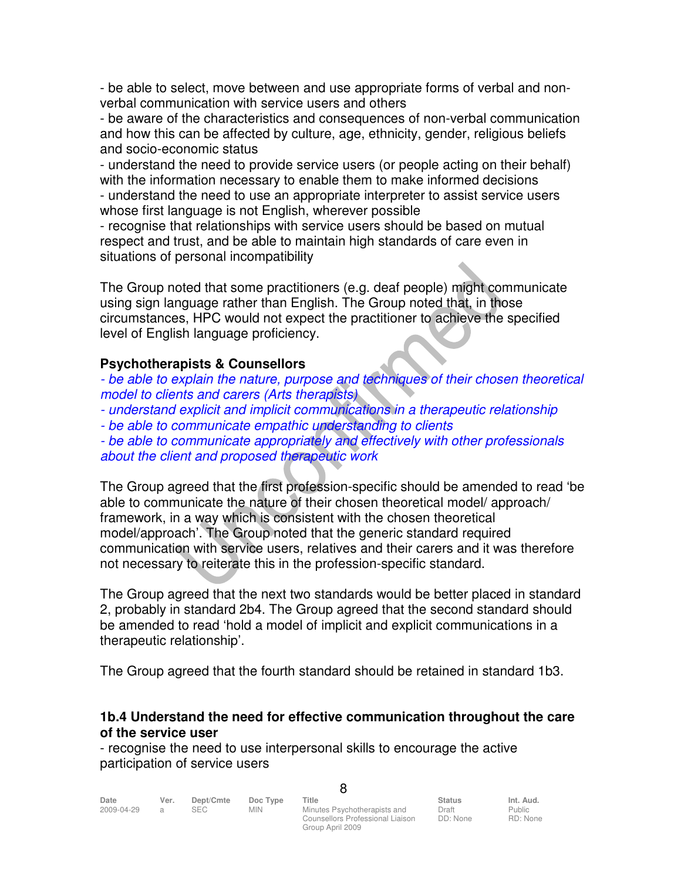- be able to select, move between and use appropriate forms of verbal and non-verbal communication with service users and others
- be aware of the characteristics and consequences of non-verbal communication and how this can be affected by culture, age, ethnicity, gender, religious beliefs and socio-economic status
- understand the need to provide service users (or people acting on their behalf) with the information necessary to enable them to make informed decisions
- understand the need to use an appropriate interpreter to assist service users whose first language is not English, wherever possible
- recognise that relationships with service users should be based on mutual respect and trust, and be able to maintain high standards of care even in situations of personal incompatibility

The Group noted that some practitioners (e.g. deaf people) might communicate using sign language rather than English. The Group noted that, in those circumstances, HPC would not expect the practitioner to achieve the specified level of English language proficiency.

**Psychotherapists & Counsellors**

*- be able to explain the nature, purpose and techniques of their chosen theoretical model to clients and carers (Arts therapists)*
*- understand explicit and implicit communications in a therapeutic relationship*
*- be able to communicate empathic understanding to clients*
*- be able to communicate appropriately and effectively with other professionals about the client and proposed therapeutic work*

The Group agreed that the first profession-specific should be amended to read 'be able to communicate the nature of their chosen theoretical model/ approach/ framework, in a way which is consistent with the chosen theoretical model/approach'. The Group noted that the generic standard required communication with service users, relatives and their carers and it was therefore not necessary to reiterate this in the profession-specific standard.

The Group agreed that the next two standards would be better placed in standard 2, probably in standard 2b4. The Group agreed that the second standard should be amended to read 'hold a model of implicit and explicit communications in a therapeutic relationship'.

The Group agreed that the fourth standard should be retained in standard 1b3.

**1b.4 Understand the need for effective communication throughout the care of the service user**

- recognise the need to use interpersonal skills to encourage the active participation of service users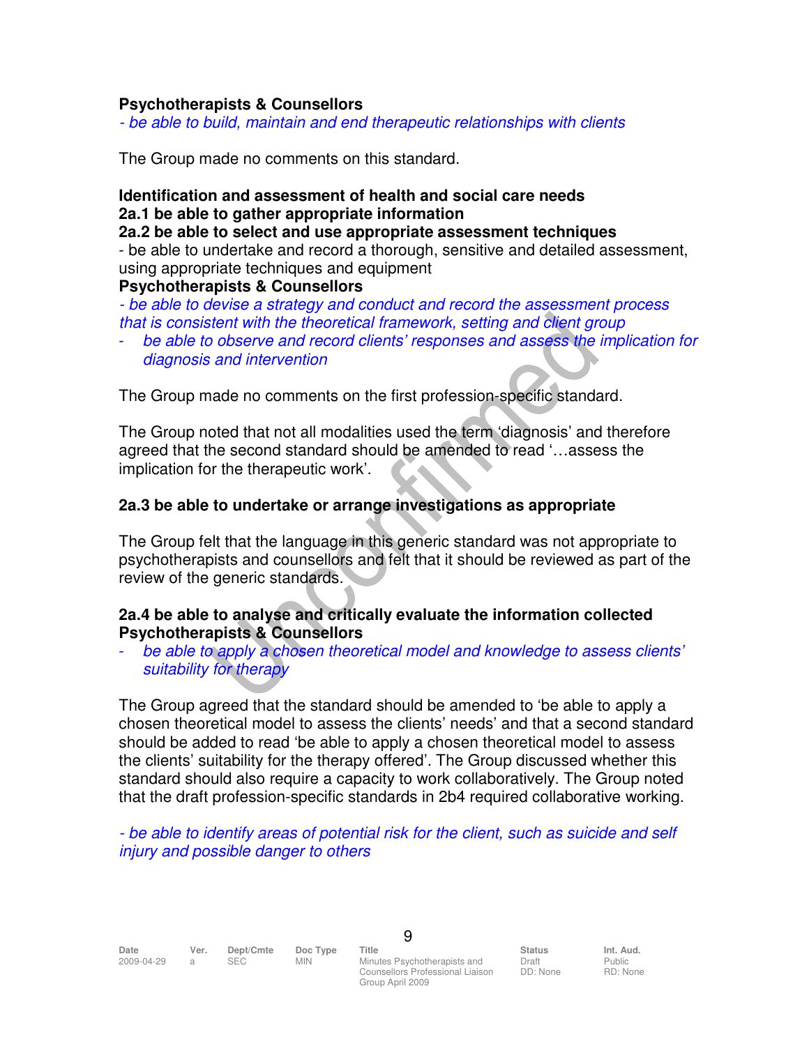**Psychotherapists & Counsellors**

*- be able to build, maintain and end therapeutic relationships with clients*

The Group made no comments on this standard.

**Identification and assessment of health and social care needs**
**2a.1 be able to gather appropriate information**
**2a.2 be able to select and use appropriate assessment techniques**

- be able to undertake and record a thorough, sensitive and detailed assessment, using appropriate techniques and equipment

**Psychotherapists & Counsellors**

*- be able to devise a strategy and conduct and record the assessment process that is consistent with the theoretical framework, setting and client group*

- *be able to observe and record clients' responses and assess the implication for diagnosis and intervention*

The Group made no comments on the first profession-specific standard.

The Group noted that not all modalities used the term 'diagnosis' and therefore agreed that the second standard should be amended to read '…assess the implication for the therapeutic work'.

**2a.3 be able to undertake or arrange investigations as appropriate**

The Group felt that the language in this generic standard was not appropriate to psychotherapists and counsellors and felt that it should be reviewed as part of the review of the generic standards.

**2a.4 be able to analyse and critically evaluate the information collected**
**Psychotherapists & Counsellors**

- *be able to apply a chosen theoretical model and knowledge to assess clients' suitability for therapy*

The Group agreed that the standard should be amended to 'be able to apply a chosen theoretical model to assess the clients' needs' and that a second standard should be added to read 'be able to apply a chosen theoretical model to assess the clients' suitability for the therapy offered'. The Group discussed whether this standard should also require a capacity to work collaboratively. The Group noted that the draft profession-specific standards in 2b4 required collaborative working.

*- be able to identify areas of potential risk for the client, such as suicide and self injury and possible danger to others*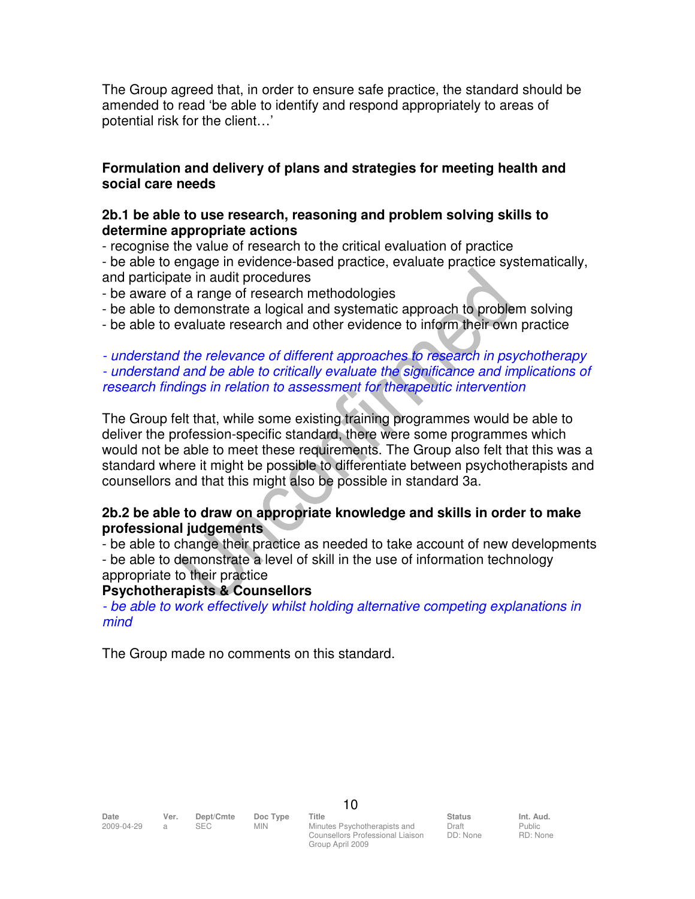The Group agreed that, in order to ensure safe practice, the standard should be amended to read 'be able to identify and respond appropriately to areas of potential risk for the client…'

**Formulation and delivery of plans and strategies for meeting health and social care needs**

**2b.1 be able to use research, reasoning and problem solving skills to determine appropriate actions**

- recognise the value of research to the critical evaluation of practice
- be able to engage in evidence-based practice, evaluate practice systematically, and participate in audit procedures
- be aware of a range of research methodologies
- be able to demonstrate a logical and systematic approach to problem solving
- be able to evaluate research and other evidence to inform their own practice

*- understand the relevance of different approaches to research in psychotherapy*
*- understand and be able to critically evaluate the significance and implications of research findings in relation to assessment for therapeutic intervention*

The Group felt that, while some existing training programmes would be able to deliver the profession-specific standard, there were some programmes which would not be able to meet these requirements. The Group also felt that this was a standard where it might be possible to differentiate between psychotherapists and counsellors and that this might also be possible in standard 3a.

**2b.2 be able to draw on appropriate knowledge and skills in order to make professional judgements**

- be able to change their practice as needed to take account of new developments
- be able to demonstrate a level of skill in the use of information technology appropriate to their practice

**Psychotherapists & Counsellors**

*- be able to work effectively whilst holding alternative competing explanations in mind*

The Group made no comments on this standard.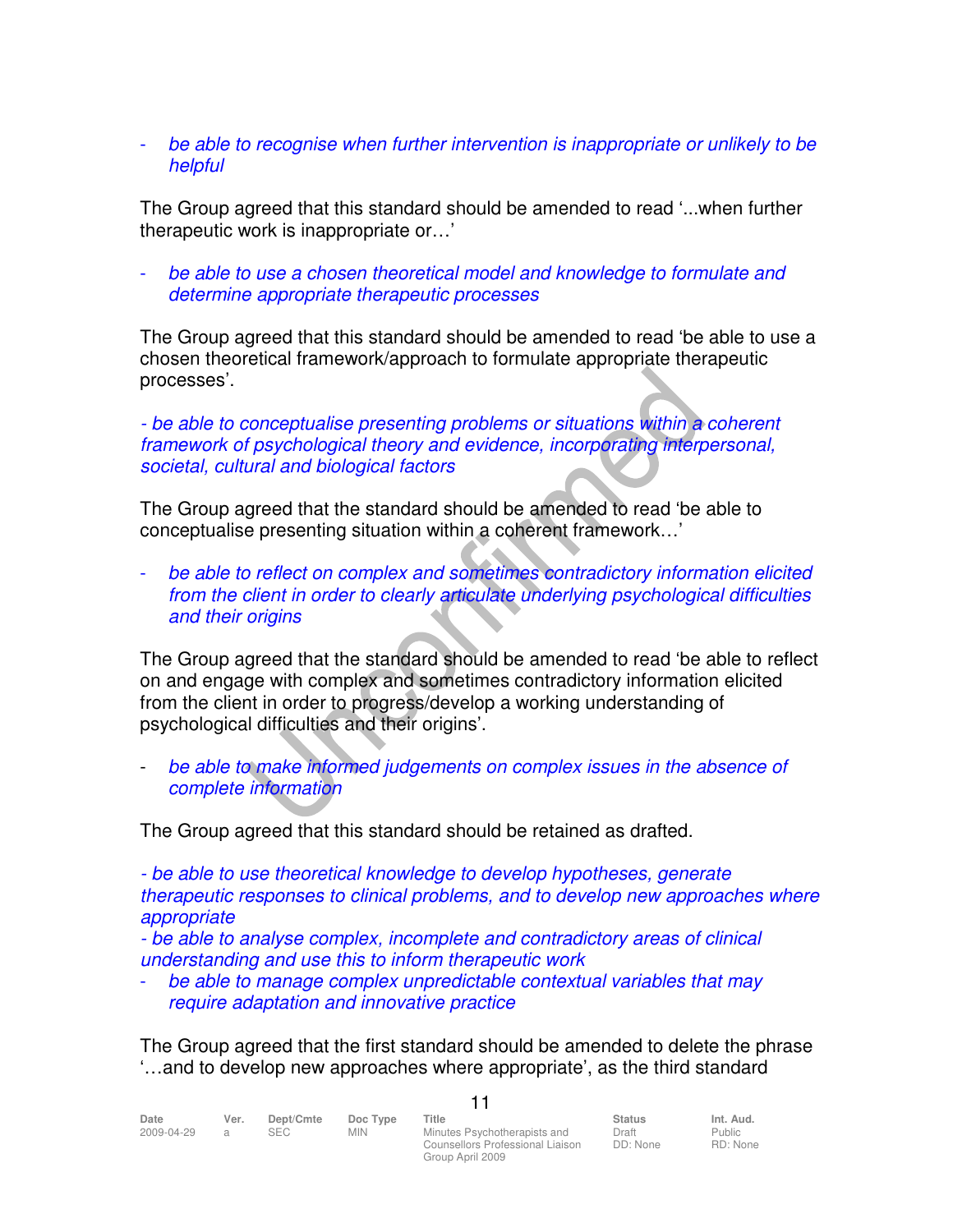- *be able to recognise when further intervention is inappropriate or unlikely to be helpful*

The Group agreed that this standard should be amended to read '...when further therapeutic work is inappropriate or…'

- *be able to use a chosen theoretical model and knowledge to formulate and determine appropriate therapeutic processes*

The Group agreed that this standard should be amended to read 'be able to use a chosen theoretical framework/approach to formulate appropriate therapeutic processes'.

*- be able to conceptualise presenting problems or situations within a coherent framework of psychological theory and evidence, incorporating interpersonal, societal, cultural and biological factors*

The Group agreed that the standard should be amended to read 'be able to conceptualise presenting situation within a coherent framework…'

- *be able to reflect on complex and sometimes contradictory information elicited from the client in order to clearly articulate underlying psychological difficulties and their origins*

The Group agreed that the standard should be amended to read 'be able to reflect on and engage with complex and sometimes contradictory information elicited from the client in order to progress/develop a working understanding of psychological difficulties and their origins'.

- *be able to make informed judgements on complex issues in the absence of complete information*

The Group agreed that this standard should be retained as drafted.

*- be able to use theoretical knowledge to develop hypotheses, generate therapeutic responses to clinical problems, and to develop new approaches where appropriate*
*- be able to analyse complex, incomplete and contradictory areas of clinical understanding and use this to inform therapeutic work*
- *be able to manage complex unpredictable contextual variables that may require adaptation and innovative practice*

The Group agreed that the first standard should be amended to delete the phrase '…and to develop new approaches where appropriate', as the third standard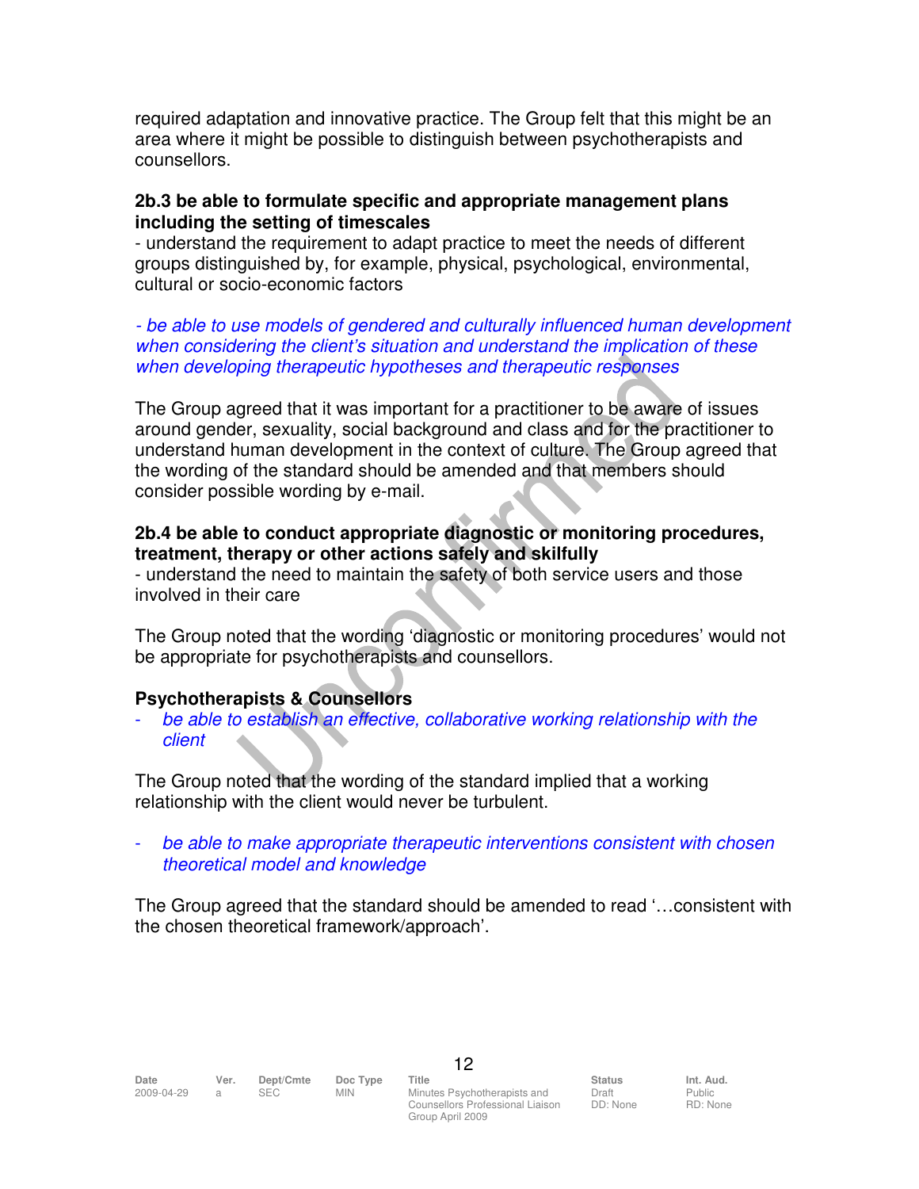required adaptation and innovative practice. The Group felt that this might be an area where it might be possible to distinguish between psychotherapists and counsellors.

**2b.3 be able to formulate specific and appropriate management plans including the setting of timescales**
- understand the requirement to adapt practice to meet the needs of different groups distinguished by, for example, physical, psychological, environmental, cultural or socio-economic factors

*- be able to use models of gendered and culturally influenced human development when considering the client's situation and understand the implication of these when developing therapeutic hypotheses and therapeutic responses*

The Group agreed that it was important for a practitioner to be aware of issues around gender, sexuality, social background and class and for the practitioner to understand human development in the context of culture. The Group agreed that the wording of the standard should be amended and that members should consider possible wording by e-mail.

**2b.4 be able to conduct appropriate diagnostic or monitoring procedures, treatment, therapy or other actions safely and skilfully**
- understand the need to maintain the safety of both service users and those involved in their care

The Group noted that the wording 'diagnostic or monitoring procedures' would not be appropriate for psychotherapists and counsellors.

**Psychotherapists & Counsellors**

- *be able to establish an effective, collaborative working relationship with the client*

The Group noted that the wording of the standard implied that a working relationship with the client would never be turbulent.

- *be able to make appropriate therapeutic interventions consistent with chosen theoretical model and knowledge*

The Group agreed that the standard should be amended to read '…consistent with the chosen theoretical framework/approach'.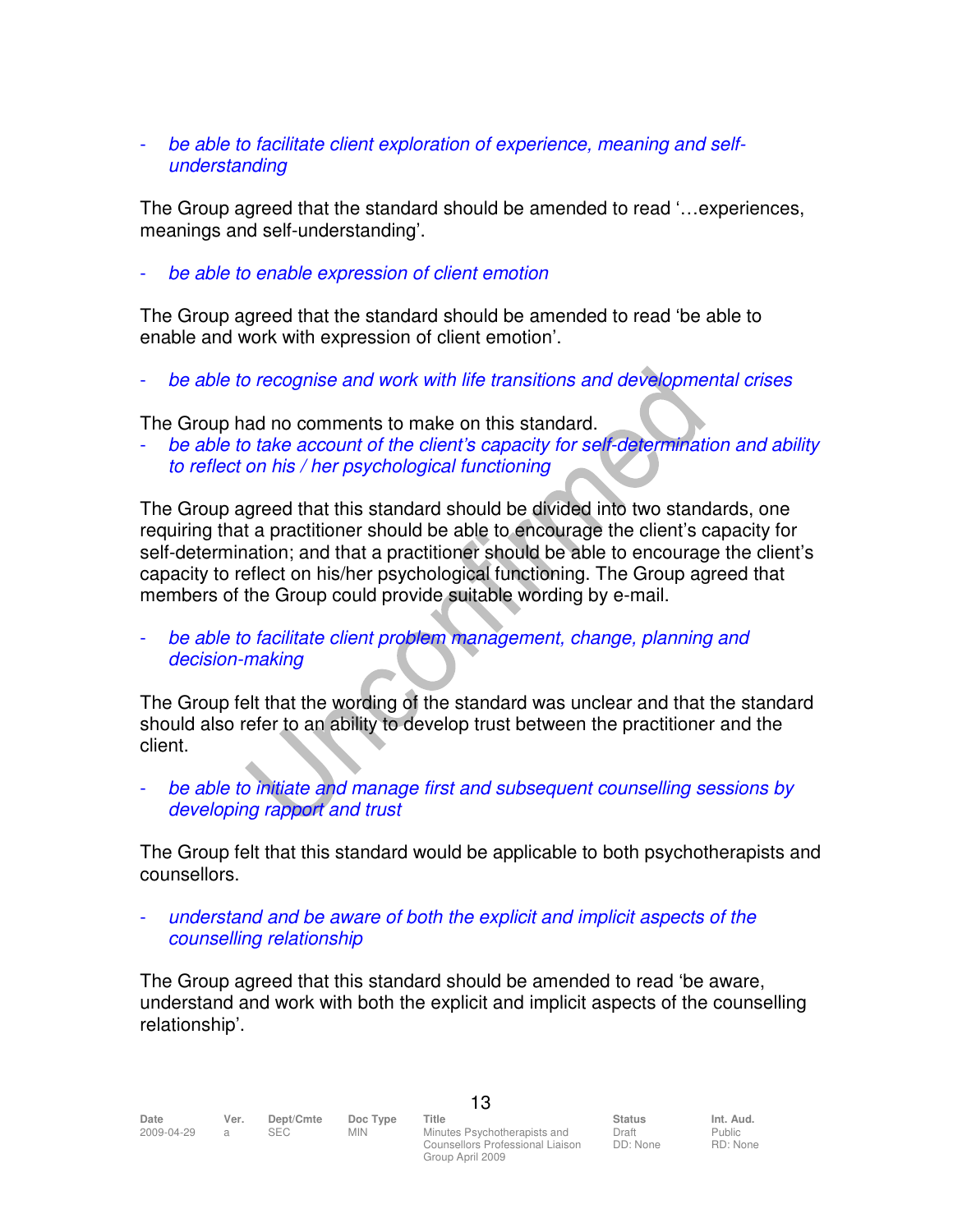- *be able to facilitate client exploration of experience, meaning and self-understanding*

The Group agreed that the standard should be amended to read '…experiences, meanings and self-understanding'.

- *be able to enable expression of client emotion*

The Group agreed that the standard should be amended to read 'be able to enable and work with expression of client emotion'.

- *be able to recognise and work with life transitions and developmental crises*

The Group had no comments to make on this standard.

- *be able to take account of the client's capacity for self-determination and ability to reflect on his / her psychological functioning*

The Group agreed that this standard should be divided into two standards, one requiring that a practitioner should be able to encourage the client's capacity for self-determination; and that a practitioner should be able to encourage the client's capacity to reflect on his/her psychological functioning. The Group agreed that members of the Group could provide suitable wording by e-mail.

- *be able to facilitate client problem management, change, planning and decision-making*

The Group felt that the wording of the standard was unclear and that the standard should also refer to an ability to develop trust between the practitioner and the client.

- *be able to initiate and manage first and subsequent counselling sessions by developing rapport and trust*

The Group felt that this standard would be applicable to both psychotherapists and counsellors.

- *understand and be aware of both the explicit and implicit aspects of the counselling relationship*

The Group agreed that this standard should be amended to read 'be aware, understand and work with both the explicit and implicit aspects of the counselling relationship'.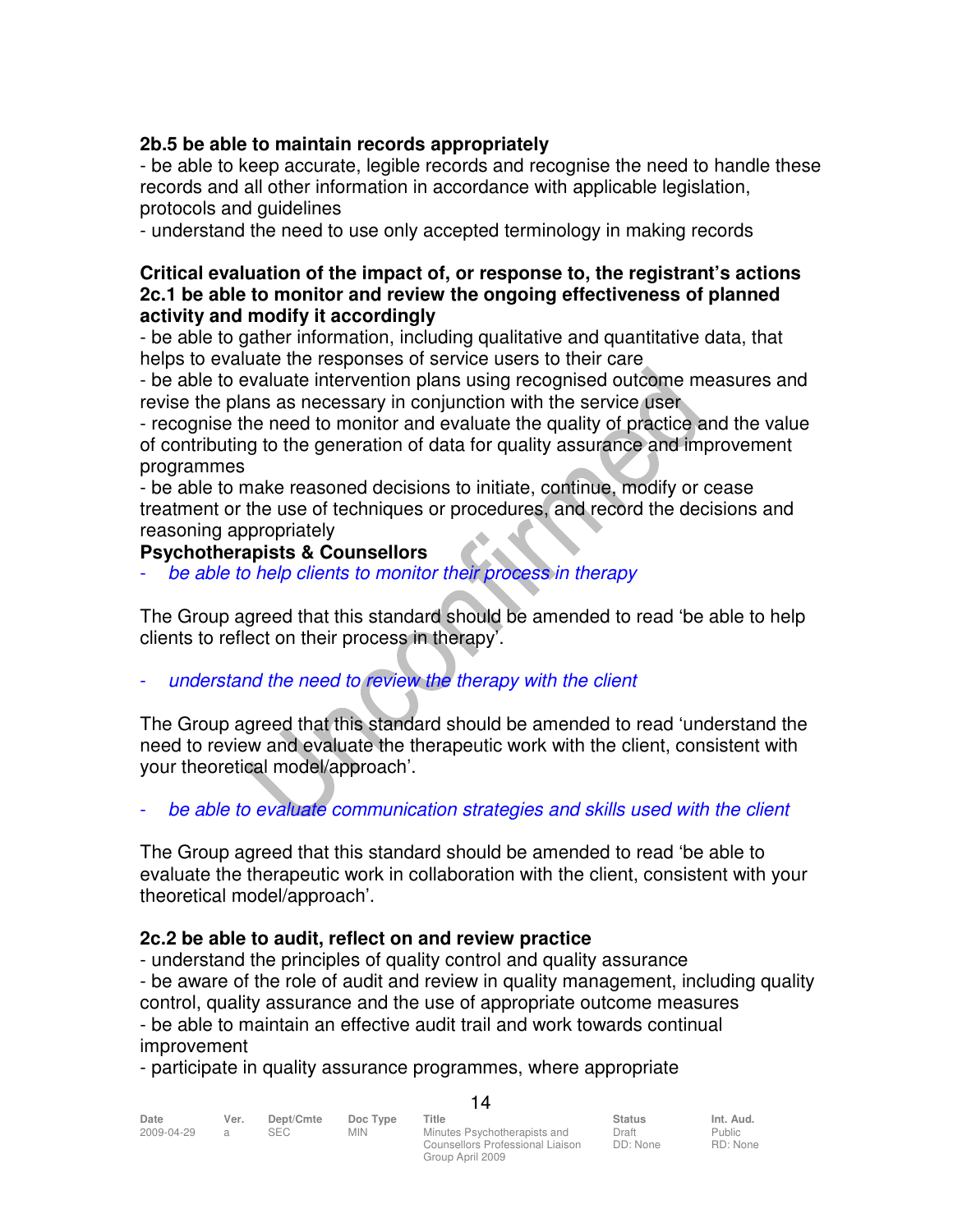**2b.5 be able to maintain records appropriately**

- be able to keep accurate, legible records and recognise the need to handle these records and all other information in accordance with applicable legislation, protocols and guidelines
- understand the need to use only accepted terminology in making records

**Critical evaluation of the impact of, or response to, the registrant's actions**

**2c.1 be able to monitor and review the ongoing effectiveness of planned activity and modify it accordingly**

- be able to gather information, including qualitative and quantitative data, that helps to evaluate the responses of service users to their care
- be able to evaluate intervention plans using recognised outcome measures and revise the plans as necessary in conjunction with the service user
- recognise the need to monitor and evaluate the quality of practice and the value of contributing to the generation of data for quality assurance and improvement programmes
- be able to make reasoned decisions to initiate, continue, modify or cease treatment or the use of techniques or procedures, and record the decisions and reasoning appropriately

**Psychotherapists & Counsellors**

- *be able to help clients to monitor their process in therapy*

The Group agreed that this standard should be amended to read 'be able to help clients to reflect on their process in therapy'.

- *understand the need to review the therapy with the client*

The Group agreed that this standard should be amended to read 'understand the need to review and evaluate the therapeutic work with the client, consistent with your theoretical model/approach'.

- *be able to evaluate communication strategies and skills used with the client*

The Group agreed that this standard should be amended to read 'be able to evaluate the therapeutic work in collaboration with the client, consistent with your theoretical model/approach'.

**2c.2 be able to audit, reflect on and review practice**

- understand the principles of quality control and quality assurance
- be aware of the role of audit and review in quality management, including quality control, quality assurance and the use of appropriate outcome measures
- be able to maintain an effective audit trail and work towards continual improvement
- participate in quality assurance programmes, where appropriate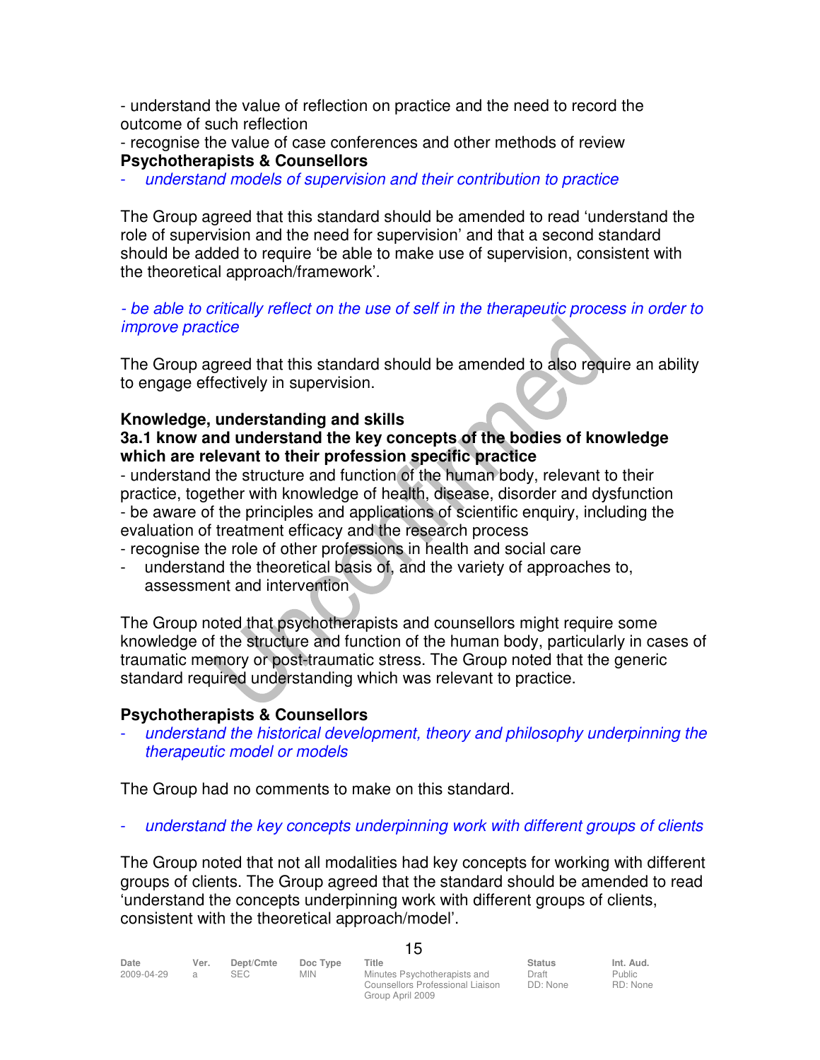- understand the value of reflection on practice and the need to record the outcome of such reflection
- recognise the value of case conferences and other methods of review

**Psychotherapists & Counsellors**

- *understand models of supervision and their contribution to practice*

The Group agreed that this standard should be amended to read 'understand the role of supervision and the need for supervision' and that a second standard should be added to require 'be able to make use of supervision, consistent with the theoretical approach/framework'.

- *be able to critically reflect on the use of self in the therapeutic process in order to improve practice*

The Group agreed that this standard should be amended to also require an ability to engage effectively in supervision.

**Knowledge, understanding and skills**

**3a.1 know and understand the key concepts of the bodies of knowledge which are relevant to their profession specific practice**

- understand the structure and function of the human body, relevant to their practice, together with knowledge of health, disease, disorder and dysfunction
- be aware of the principles and applications of scientific enquiry, including the evaluation of treatment efficacy and the research process
- recognise the role of other professions in health and social care
- understand the theoretical basis of, and the variety of approaches to, assessment and intervention

The Group noted that psychotherapists and counsellors might require some knowledge of the structure and function of the human body, particularly in cases of traumatic memory or post-traumatic stress. The Group noted that the generic standard required understanding which was relevant to practice.

**Psychotherapists & Counsellors**

- *understand the historical development, theory and philosophy underpinning the therapeutic model or models*

The Group had no comments to make on this standard.

- *understand the key concepts underpinning work with different groups of clients*

The Group noted that not all modalities had key concepts for working with different groups of clients. The Group agreed that the standard should be amended to read 'understand the concepts underpinning work with different groups of clients, consistent with the theoretical approach/model'.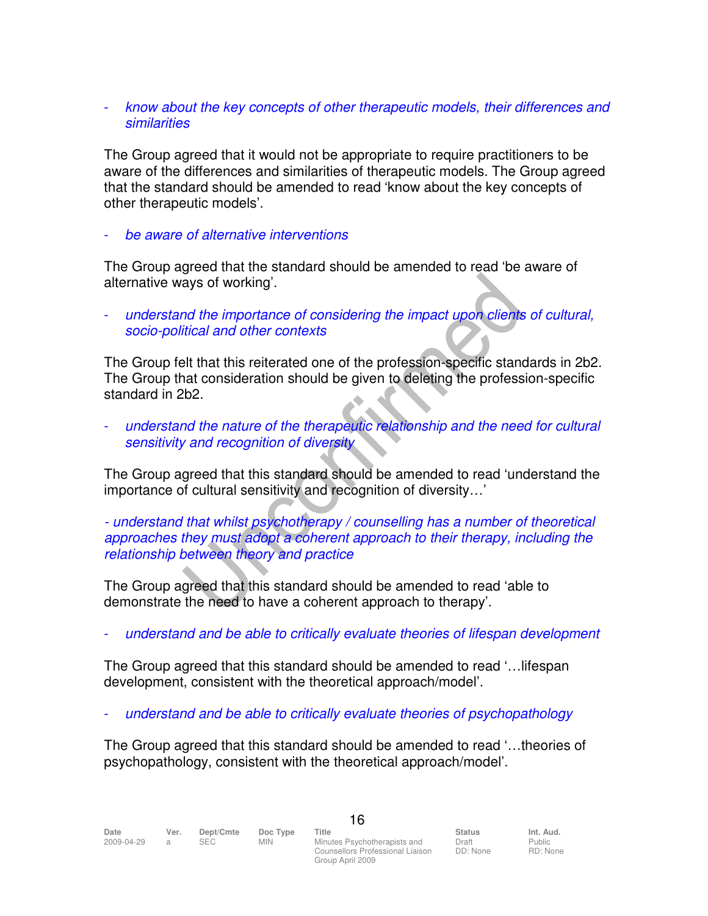- *know about the key concepts of other therapeutic models, their differences and similarities*

The Group agreed that it would not be appropriate to require practitioners to be aware of the differences and similarities of therapeutic models. The Group agreed that the standard should be amended to read 'know about the key concepts of other therapeutic models'.

- *be aware of alternative interventions*

The Group agreed that the standard should be amended to read 'be aware of alternative ways of working'.

- *understand the importance of considering the impact upon clients of cultural, socio-political and other contexts*

The Group felt that this reiterated one of the profession-specific standards in 2b2. The Group that consideration should be given to deleting the profession-specific standard in 2b2.

- *understand the nature of the therapeutic relationship and the need for cultural sensitivity and recognition of diversity*

The Group agreed that this standard should be amended to read 'understand the importance of cultural sensitivity and recognition of diversity…'

*- understand that whilst psychotherapy / counselling has a number of theoretical approaches they must adopt a coherent approach to their therapy, including the relationship between theory and practice*

The Group agreed that this standard should be amended to read 'able to demonstrate the need to have a coherent approach to therapy'.

- *understand and be able to critically evaluate theories of lifespan development*

The Group agreed that this standard should be amended to read '…lifespan development, consistent with the theoretical approach/model'.

- *understand and be able to critically evaluate theories of psychopathology*

The Group agreed that this standard should be amended to read '…theories of psychopathology, consistent with the theoretical approach/model'.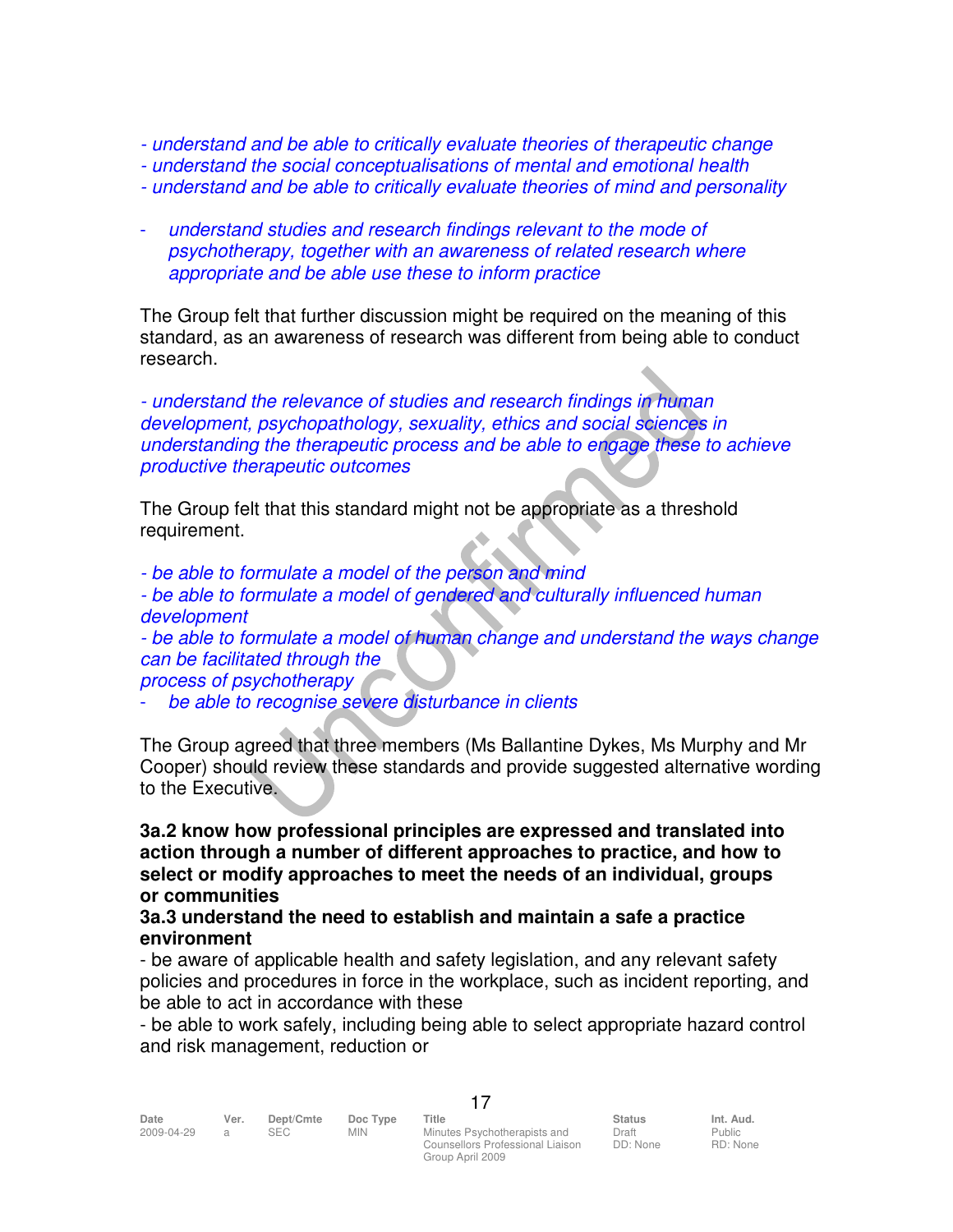*- understand and be able to critically evaluate theories of therapeutic change*
*- understand the social conceptualisations of mental and emotional health*
*- understand and be able to critically evaluate theories of mind and personality*

- *understand studies and research findings relevant to the mode of psychotherapy, together with an awareness of related research where appropriate and be able use these to inform practice*

The Group felt that further discussion might be required on the meaning of this standard, as an awareness of research was different from being able to conduct research.

*- understand the relevance of studies and research findings in human development, psychopathology, sexuality, ethics and social sciences in understanding the therapeutic process and be able to engage these to achieve productive therapeutic outcomes*

The Group felt that this standard might not be appropriate as a threshold requirement.

*- be able to formulate a model of the person and mind*
*- be able to formulate a model of gendered and culturally influenced human development*
*- be able to formulate a model of human change and understand the ways change can be facilitated through the process of psychotherapy*
- *be able to recognise severe disturbance in clients*

The Group agreed that three members (Ms Ballantine Dykes, Ms Murphy and Mr Cooper) should review these standards and provide suggested alternative wording to the Executive.

**3a.2 know how professional principles are expressed and translated into action through a number of different approaches to practice, and how to select or modify approaches to meet the needs of an individual, groups or communities**

**3a.3 understand the need to establish and maintain a safe a practice environment**

- be aware of applicable health and safety legislation, and any relevant safety policies and procedures in force in the workplace, such as incident reporting, and be able to act in accordance with these
- be able to work safely, including being able to select appropriate hazard control and risk management, reduction or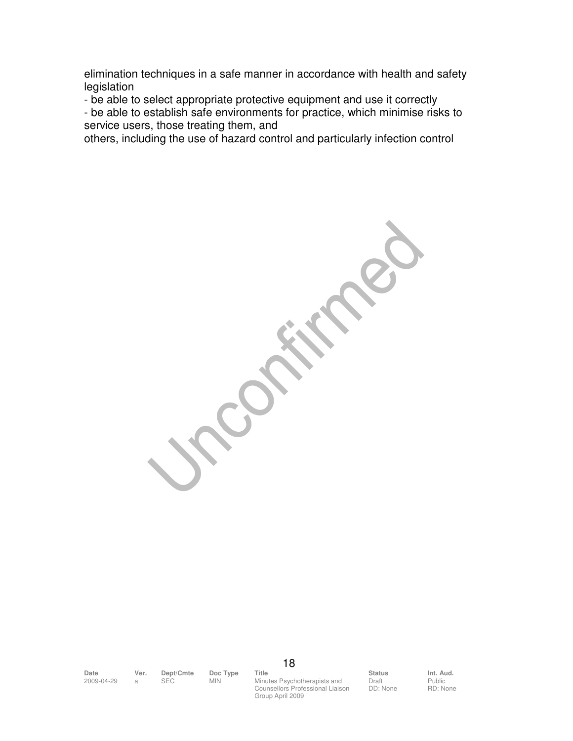elimination techniques in a safe manner in accordance with health and safety legislation

- be able to select appropriate protective equipment and use it correctly
- be able to establish safe environments for practice, which minimise risks to service users, those treating them, and others, including the use of hazard control and particularly infection control